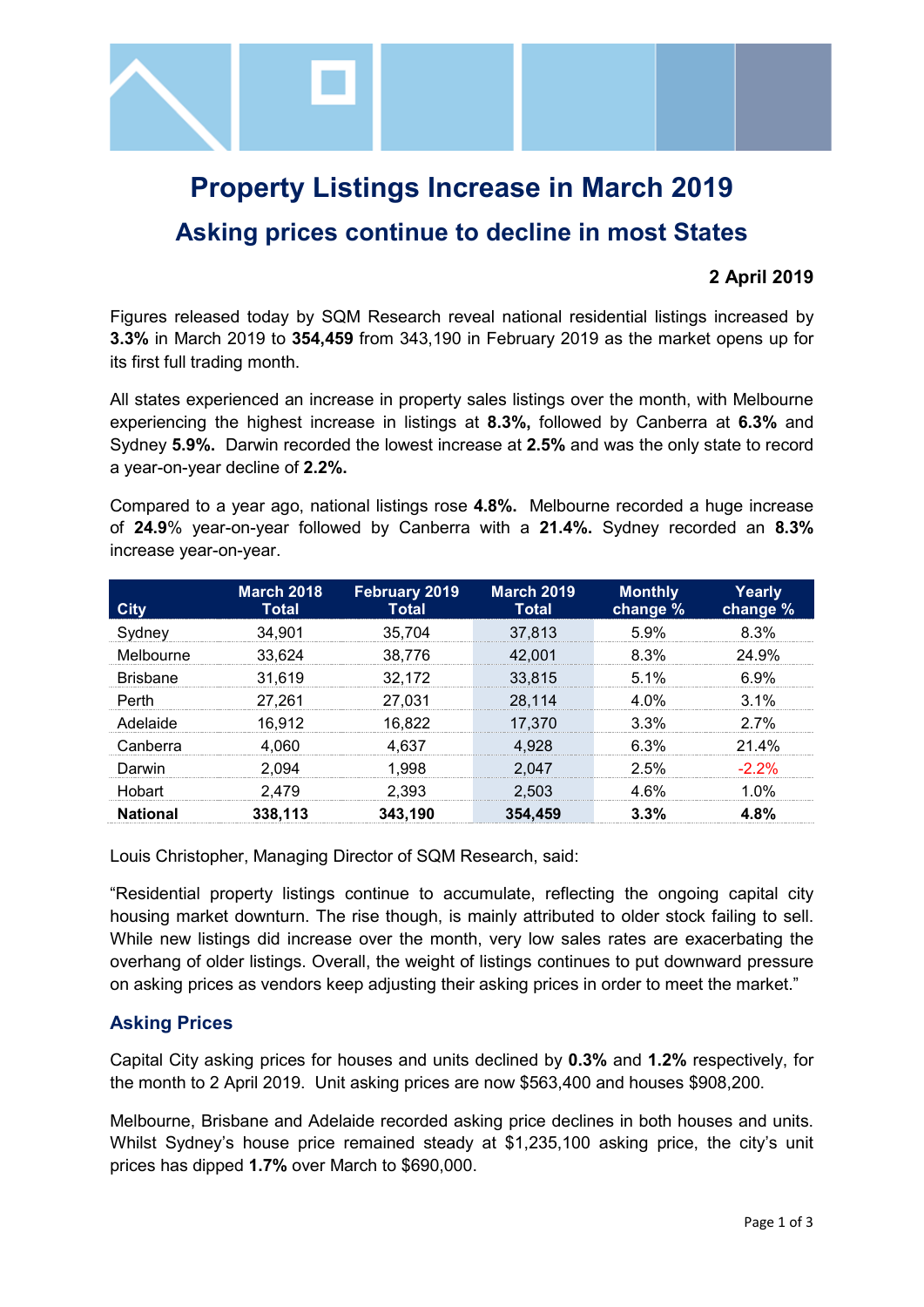# Property Listings Increase in March 2019

## Asking prices continue to decline in most States

**2 April 2019**

Figures released today by SQM Research reveal national residential listings increased by **3.3%** in March 2019 to **354,459** from 343,190 in February 2019 as the market opens up for its first full trading month.

All states experienced an increase in property sales listings over the month, with Melbourne experiencing the highest increase in listings at **8.3%,** followed by Canberra at **6.3%** and Sydney **5.9%.** Darwin recorded the lowest increase at **2.5%** and was the only state to record a year-on-year decline of **2.2%.**

Compared to a year ago, national listings rose **4.8%.** Melbourne recorded a huge increase of **24.9**% year-on-year followed by Canberra with a **21.4%.** Sydney recorded an **8.3%** increase year-on-year.

| City | March 2018 Total | February 2019 Total | March 2019 Total | Monthly change % | Yearly change % |
|---|---|---|---|---|---|
| Sydney | 34,901 | 35,704 | 37,813 | 5.9% | 8.3% |
| Melbourne | 33,624 | 38,776 | 42,001 | 8.3% | 24.9% |
| Brisbane | 31,619 | 32,172 | 33,815 | 5.1% | 6.9% |
| Perth | 27,261 | 27,031 | 28,114 | 4.0% | 3.1% |
| Adelaide | 16,912 | 16,822 | 17,370 | 3.3% | 2.7% |
| Canberra | 4,060 | 4,637 | 4,928 | 6.3% | 21.4% |
| Darwin | 2,094 | 1,998 | 2,047 | 2.5% | -2.2% |
| Hobart | 2,479 | 2,393 | 2,503 | 4.6% | 1.0% |
| **National** | **338,113** | **343,190** | **354,459** | **3.3%** | **4.8%** |

Louis Christopher, Managing Director of SQM Research, said:

"Residential property listings continue to accumulate, reflecting the ongoing capital city housing market downturn. The rise though, is mainly attributed to older stock failing to sell. While new listings did increase over the month, very low sales rates are exacerbating the overhang of older listings. Overall, the weight of listings continues to put downward pressure on asking prices as vendors keep adjusting their asking prices in order to meet the market."

### Asking Prices

Capital City asking prices for houses and units declined by **0.3%** and **1.2%** respectively, for the month to 2 April 2019. Unit asking prices are now $563,400 and houses $908,200.

Melbourne, Brisbane and Adelaide recorded asking price declines in both houses and units. Whilst Sydney's house price remained steady at $1,235,100 asking price, the city's unit prices has dipped **1.7%** over March to $690,000.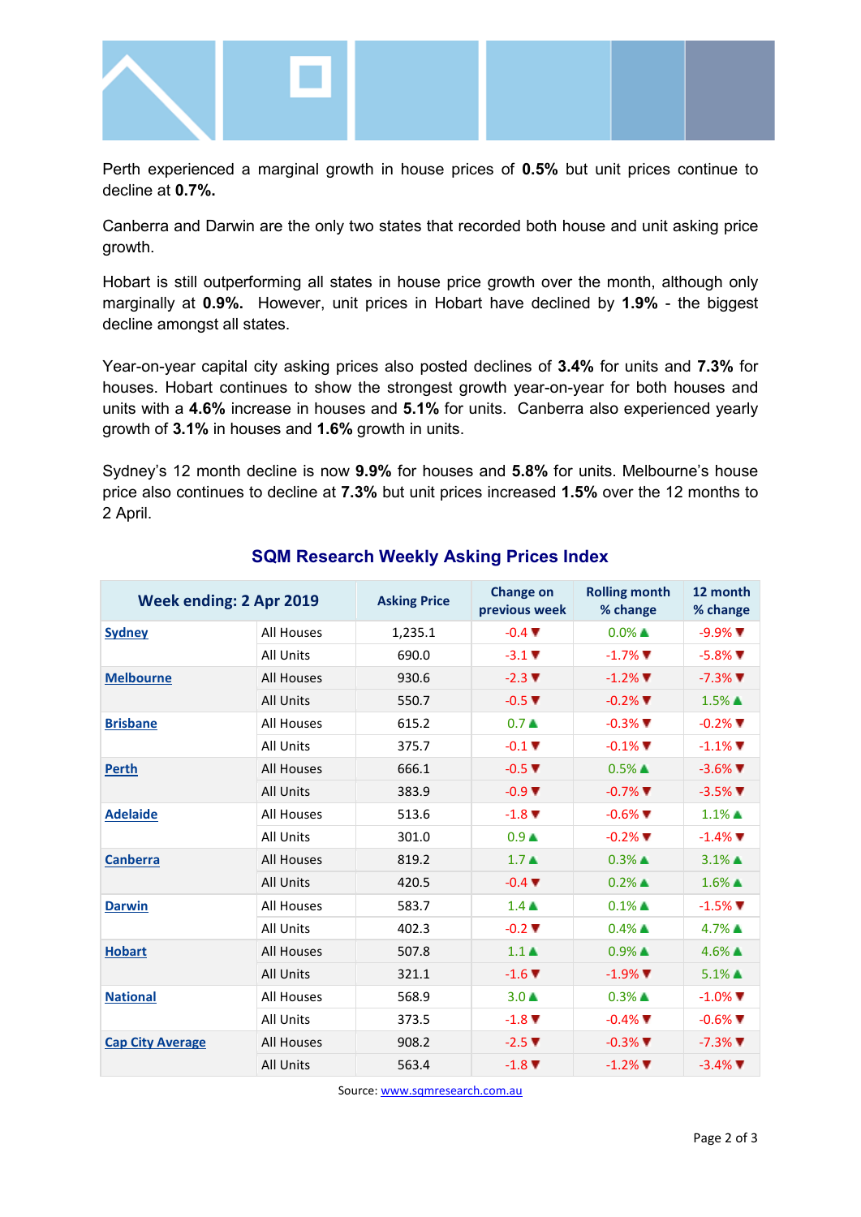Perth experienced a marginal growth in house prices of **0.5%** but unit prices continue to decline at **0.7%.**

Canberra and Darwin are the only two states that recorded both house and unit asking price growth.

Hobart is still outperforming all states in house price growth over the month, although only marginally at **0.9%.** However, unit prices in Hobart have declined by **1.9%** - the biggest decline amongst all states.

Year-on-year capital city asking prices also posted declines of **3.4%** for units and **7.3%** for houses. Hobart continues to show the strongest growth year-on-year for both houses and units with a **4.6%** increase in houses and **5.1%** for units. Canberra also experienced yearly growth of **3.1%** in houses and **1.6%** growth in units.

Sydney's 12 month decline is now **9.9%** for houses and **5.8%** for units. Melbourne's house price also continues to decline at **7.3%** but unit prices increased **1.5%** over the 12 months to 2 April.

## SQM Research Weekly Asking Prices Index

| Week ending: 2 Apr 2019 | | Asking Price | Change on previous week | Rolling month % change | 12 month % change |
|---|---|---|---|---|---|
| Sydney | All Houses | 1,235.1 | -0.4 ▼ | 0.0% ▲ | -9.9% ▼ |
| | All Units | 690.0 | -3.1 ▼ | -1.7% ▼ | -5.8% ▼ |
| Melbourne | All Houses | 930.6 | -2.3 ▼ | -1.2% ▼ | -7.3% ▼ |
| | All Units | 550.7 | -0.5 ▼ | -0.2% ▼ | 1.5% ▲ |
| Brisbane | All Houses | 615.2 | 0.7 ▲ | -0.3% ▼ | -0.2% ▼ |
| | All Units | 375.7 | -0.1 ▼ | -0.1% ▼ | -1.1% ▼ |
| Perth | All Houses | 666.1 | -0.5 ▼ | 0.5% ▲ | -3.6% ▼ |
| | All Units | 383.9 | -0.9 ▼ | -0.7% ▼ | -3.5% ▼ |
| Adelaide | All Houses | 513.6 | -1.8 ▼ | -0.6% ▼ | 1.1% ▲ |
| | All Units | 301.0 | 0.9 ▲ | -0.2% ▼ | -1.4% ▼ |
| Canberra | All Houses | 819.2 | 1.7 ▲ | 0.3% ▲ | 3.1% ▲ |
| | All Units | 420.5 | -0.4 ▼ | 0.2% ▲ | 1.6% ▲ |
| Darwin | All Houses | 583.7 | 1.4 ▲ | 0.1% ▲ | -1.5% ▼ |
| | All Units | 402.3 | -0.2 ▼ | 0.4% ▲ | 4.7% ▲ |
| Hobart | All Houses | 507.8 | 1.1 ▲ | 0.9% ▲ | 4.6% ▲ |
| | All Units | 321.1 | -1.6 ▼ | -1.9% ▼ | 5.1% ▲ |
| National | All Houses | 568.9 | 3.0 ▲ | 0.3% ▲ | -1.0% ▼ |
| | All Units | 373.5 | -1.8 ▼ | -0.4% ▼ | -0.6% ▼ |
| Cap City Average | All Houses | 908.2 | -2.5 ▼ | -0.3% ▼ | -7.3% ▼ |
| | All Units | 563.4 | -1.8 ▼ | -1.2% ▼ | -3.4% ▼ |

Source: www.sqmresearch.com.au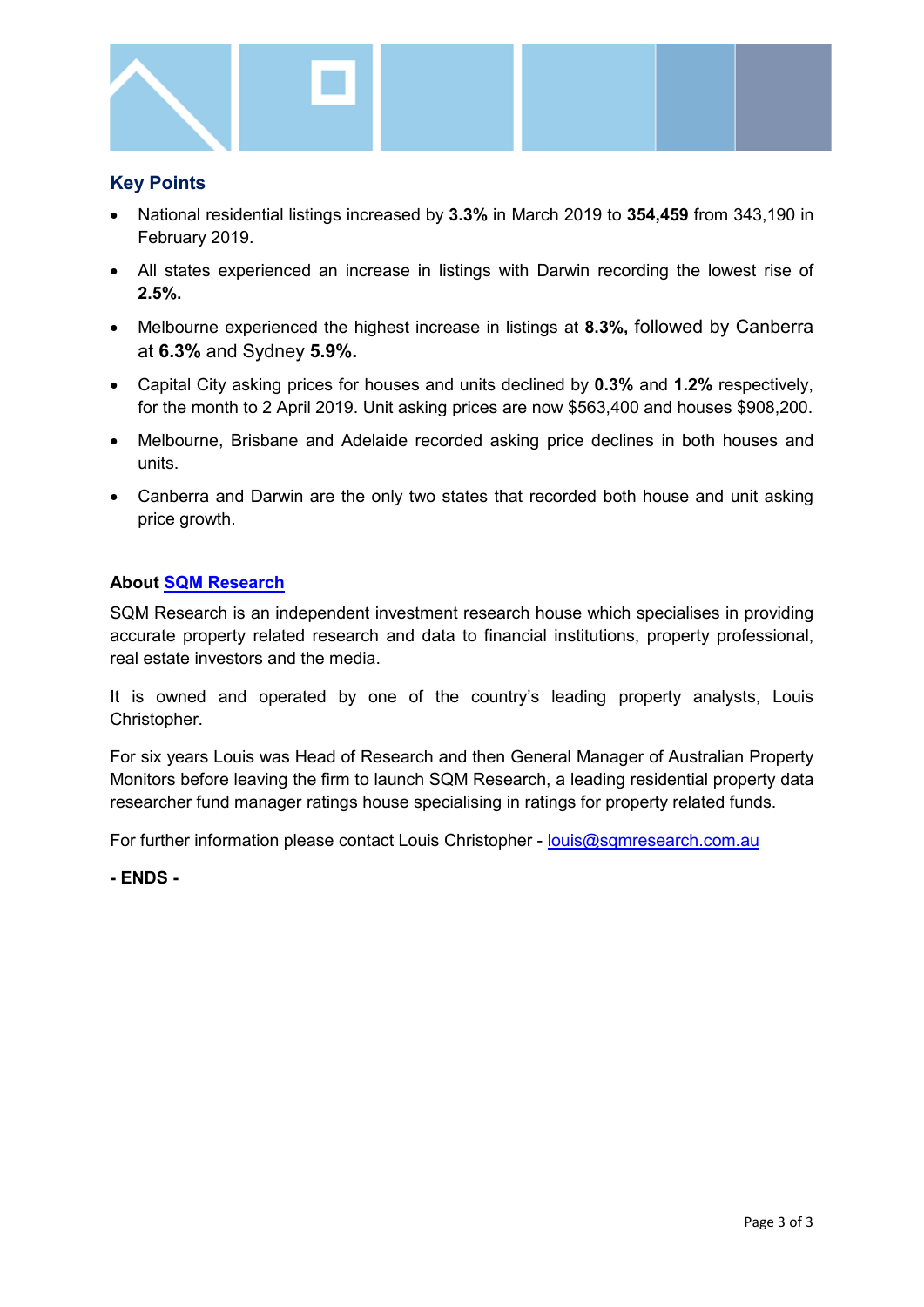## Key Points

- National residential listings increased by **3.3%** in March 2019 to **354,459** from 343,190 in February 2019.
- All states experienced an increase in listings with Darwin recording the lowest rise of **2.5%.**
- Melbourne experienced the highest increase in listings at **8.3%,** followed by Canberra at **6.3%** and Sydney **5.9%.**
- Capital City asking prices for houses and units declined by **0.3%** and **1.2%** respectively, for the month to 2 April 2019. Unit asking prices are now $563,400 and houses $908,200.
- Melbourne, Brisbane and Adelaide recorded asking price declines in both houses and units.
- Canberra and Darwin are the only two states that recorded both house and unit asking price growth.

**About [SQM Research]**

SQM Research is an independent investment research house which specialises in providing accurate property related research and data to financial institutions, property professional, real estate investors and the media.

It is owned and operated by one of the country's leading property analysts, Louis Christopher.

For six years Louis was Head of Research and then General Manager of Australian Property Monitors before leaving the firm to launch SQM Research, a leading residential property data researcher fund manager ratings house specialising in ratings for property related funds.

For further information please contact Louis Christopher - louis@sqmresearch.com.au

**- ENDS -**